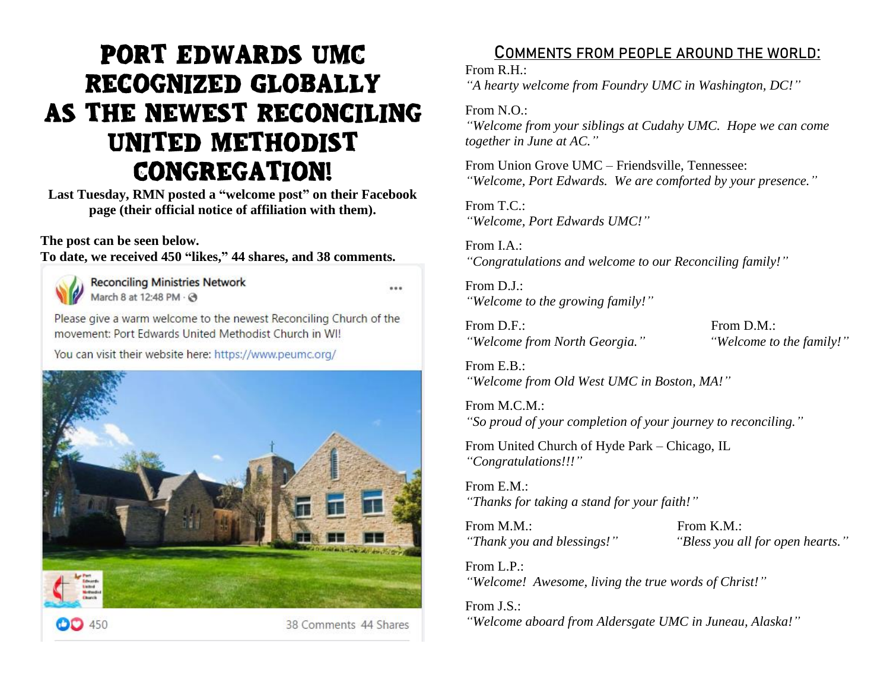# Port Edwards UMC Recognized Globally as the Newest Reconciling United Methodist Congregation!

**Last Tuesday, RMN posted a "welcome post" on their Facebook page (their official notice of affiliation with them).**

**The post can be seen below.**
**To date, we received 450 "likes," 44 shares, and 38 comments.**

Reconciling Ministries Network
March 8 at 12:48 PM

Please give a warm welcome to the newest Reconciling Church of the movement: Port Edwards United Methodist Church in WI!

You can visit their website here: https://www.peumc.org/

450 — 38 Comments 44 Shares

## Comments from people around the world:

From R.H.:
*"A hearty welcome from Foundry UMC in Washington, DC!"*

From N.O.:
*"Welcome from your siblings at Cudahy UMC. Hope we can come together in June at AC."*

From Union Grove UMC – Friendsville, Tennessee:
*"Welcome, Port Edwards. We are comforted by your presence."*

From T.C.:
*"Welcome, Port Edwards UMC!"*

From I.A.:
*"Congratulations and welcome to our Reconciling family!"*

From D.J.:
*"Welcome to the growing family!"*

From D.F.:
*"Welcome from North Georgia."*

From D.M.:
*"Welcome to the family!"*

From E.B.:
*"Welcome from Old West UMC in Boston, MA!"*

From M.C.M.:
*"So proud of your completion of your journey to reconciling."*

From United Church of Hyde Park – Chicago, IL
*"Congratulations!!!"*

From E.M.:
*"Thanks for taking a stand for your faith!"*

From M.M.:
*"Thank you and blessings!"*

From K.M.:
*"Bless you all for open hearts."*

From L.P.:
*"Welcome! Awesome, living the true words of Christ!"*

From J.S.:
*"Welcome aboard from Aldersgate UMC in Juneau, Alaska!"*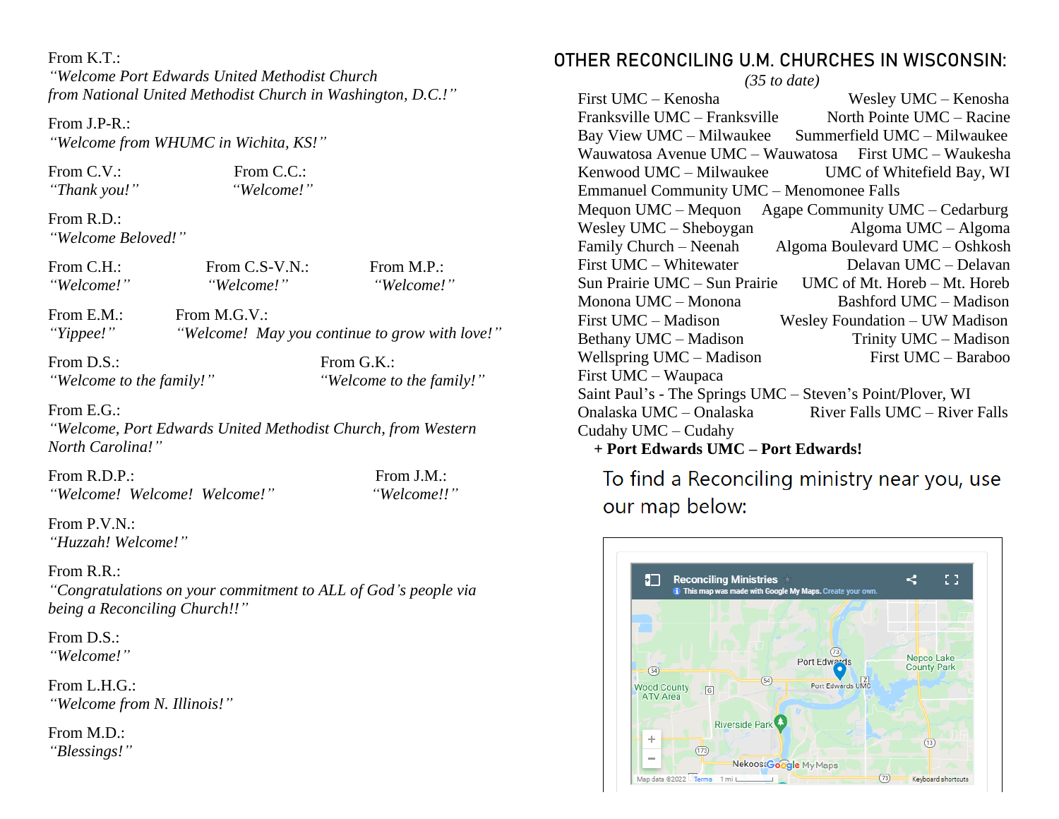From K.T.:
*"Welcome Port Edwards United Methodist Church from National United Methodist Church in Washington, D.C.!"*

From J.P-R.:
*"Welcome from WHUMC in Wichita, KS!"*

From C.V.:
*"Thank you!"*

From C.C.:
*"Welcome!"*

From R.D.:
*"Welcome Beloved!"*

From C.H.:
*"Welcome!"*

From C.S-V.N.:
*"Welcome!"*

From M.P.:
*"Welcome!"*

From E.M.:
*"Yippee!"*

From M.G.V.:
*"Welcome! May you continue to grow with love!"*

From D.S.:
*"Welcome to the family!"*

From G.K.:
*"Welcome to the family!"*

From E.G.:
*"Welcome, Port Edwards United Methodist Church, from Western North Carolina!"*

From R.D.P.:
*"Welcome! Welcome! Welcome!"*

From J.M.:
*"Welcome!!"*

From P.V.N.:
*"Huzzah! Welcome!"*

From R.R.:
*"Congratulations on your commitment to ALL of God's people via being a Reconciling Church!!"*

From D.S.:
*"Welcome!"*

From L.H.G.:
*"Welcome from N. Illinois!"*

From M.D.:
*"Blessings!"*

## OTHER RECONCILING U.M. CHURCHES IN WISCONSIN:

*(35 to date)*

First UMC – Kenosha
Wesley UMC – Kenosha
Franksville UMC – Franksville
North Pointe UMC – Racine
Bay View UMC – Milwaukee
Summerfield UMC – Milwaukee
Wauwatosa Avenue UMC – Wauwatosa
First UMC – Waukesha
Kenwood UMC – Milwaukee
UMC of Whitefield Bay, WI
Emmanuel Community UMC – Menomonee Falls
Mequon UMC – Mequon
Agape Community UMC – Cedarburg
Wesley UMC – Sheboygan
Algoma UMC – Algoma
Family Church – Neenah
Algoma Boulevard UMC – Oshkosh
First UMC – Whitewater
Delavan UMC – Delavan
Sun Prairie UMC – Sun Prairie
UMC of Mt. Horeb – Mt. Horeb
Monona UMC – Monona
Bashford UMC – Madison
First UMC – Madison
Wesley Foundation – UW Madison
Bethany UMC – Madison
Trinity UMC – Madison
Wellspring UMC – Madison
First UMC – Baraboo
First UMC – Waupaca
Saint Paul's - The Springs UMC – Steven's Point/Plover, WI
Onalaska UMC – Onalaska
River Falls UMC – River Falls
Cudahy UMC – Cudahy

**+ Port Edwards UMC – Port Edwards!**

To find a Reconciling ministry near you, use our map below:

Reconciling Ministries
This map was made with Google My Maps. Create your own.
Port Edwards
Port Edwards UMC
Nepco Lake County Park
Wood County ATV Area
Riverside Park
Nekoosa
Google My Maps
Map data ©2022 Terms 1 mi
Keyboard shortcuts